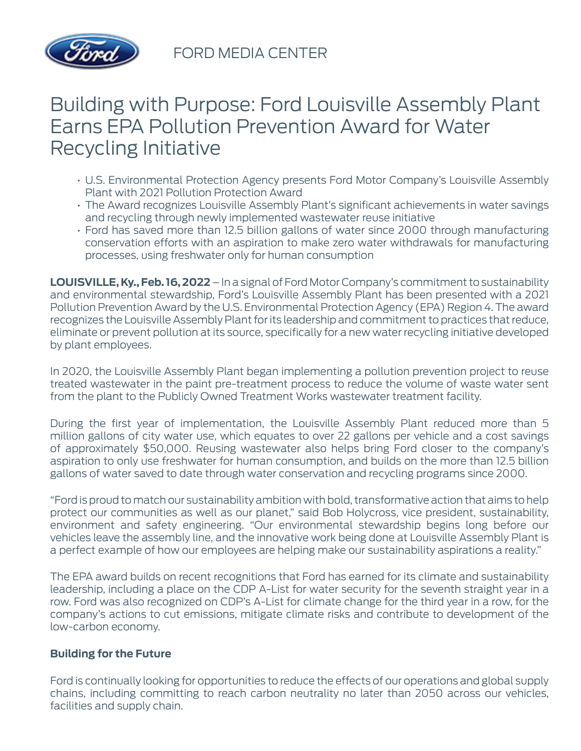FORD MEDIA CENTER

# Building with Purpose: Ford Louisville Assembly Plant Earns EPA Pollution Prevention Award for Water Recycling Initiative

- U.S. Environmental Protection Agency presents Ford Motor Company's Louisville Assembly Plant with 2021 Pollution Protection Award
- The Award recognizes Louisville Assembly Plant's significant achievements in water savings and recycling through newly implemented wastewater reuse initiative
- Ford has saved more than 12.5 billion gallons of water since 2000 through manufacturing conservation efforts with an aspiration to make zero water withdrawals for manufacturing processes, using freshwater only for human consumption

**LOUISVILLE, Ky., Feb. 16, 2022** – In a signal of Ford Motor Company's commitment to sustainability and environmental stewardship, Ford's Louisville Assembly Plant has been presented with a 2021 Pollution Prevention Award by the U.S. Environmental Protection Agency (EPA) Region 4. The award recognizes the Louisville Assembly Plant for its leadership and commitment to practices that reduce, eliminate or prevent pollution at its source, specifically for a new water recycling initiative developed by plant employees.

In 2020, the Louisville Assembly Plant began implementing a pollution prevention project to reuse treated wastewater in the paint pre-treatment process to reduce the volume of waste water sent from the plant to the Publicly Owned Treatment Works wastewater treatment facility.

During the first year of implementation, the Louisville Assembly Plant reduced more than 5 million gallons of city water use, which equates to over 22 gallons per vehicle and a cost savings of approximately $50,000. Reusing wastewater also helps bring Ford closer to the company's aspiration to only use freshwater for human consumption, and builds on the more than 12.5 billion gallons of water saved to date through water conservation and recycling programs since 2000.

"Ford is proud to match our sustainability ambition with bold, transformative action that aims to help protect our communities as well as our planet," said Bob Holycross, vice president, sustainability, environment and safety engineering. "Our environmental stewardship begins long before our vehicles leave the assembly line, and the innovative work being done at Louisville Assembly Plant is a perfect example of how our employees are helping make our sustainability aspirations a reality."

The EPA award builds on recent recognitions that Ford has earned for its climate and sustainability leadership, including a place on the CDP A-List for water security for the seventh straight year in a row. Ford was also recognized on CDP's A-List for climate change for the third year in a row, for the company's actions to cut emissions, mitigate climate risks and contribute to development of the low-carbon economy.

**Building for the Future**

Ford is continually looking for opportunities to reduce the effects of our operations and global supply chains, including committing to reach carbon neutrality no later than 2050 across our vehicles, facilities and supply chain.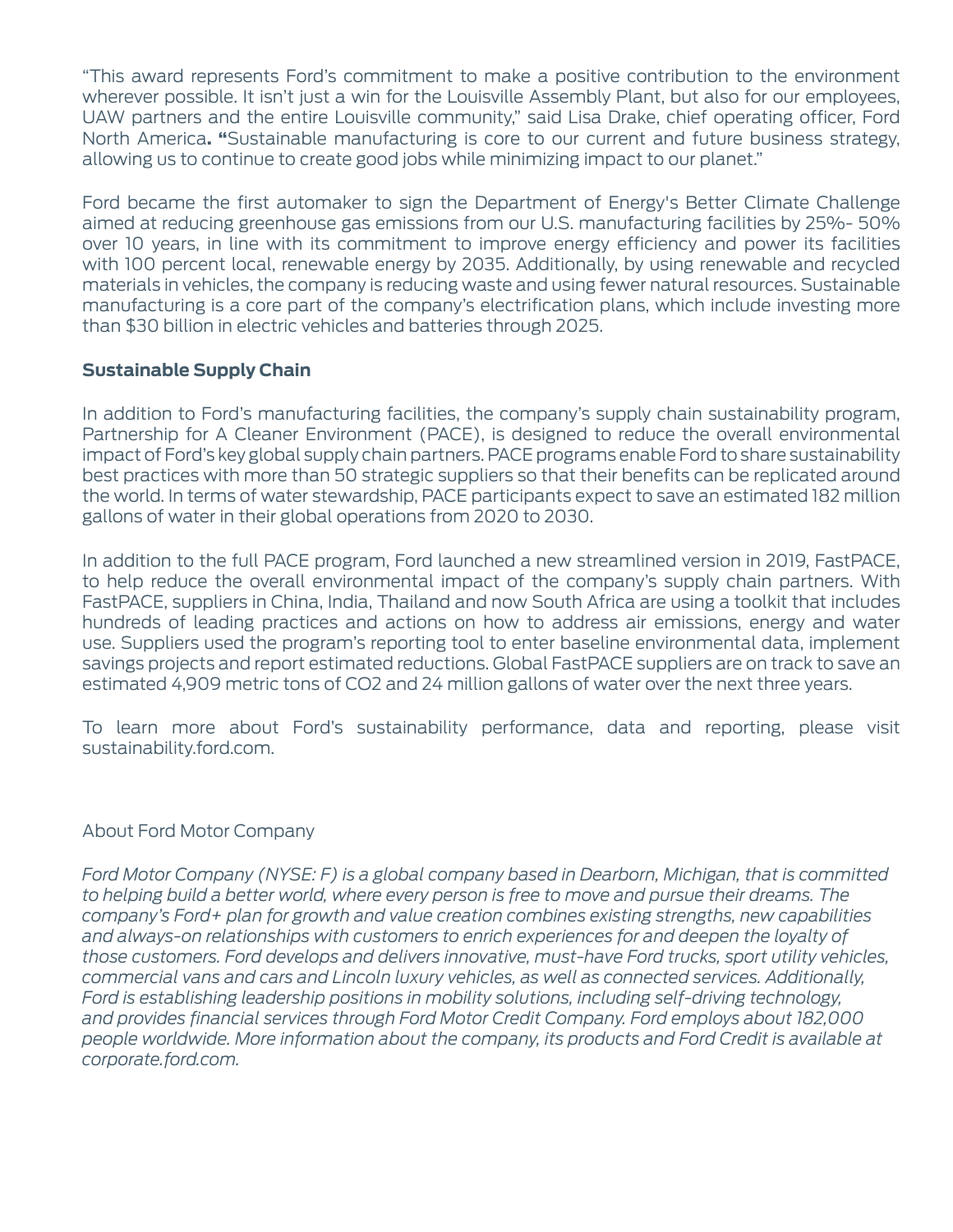"This award represents Ford's commitment to make a positive contribution to the environment wherever possible. It isn't just a win for the Louisville Assembly Plant, but also for our employees, UAW partners and the entire Louisville community," said Lisa Drake, chief operating officer, Ford North America**. "**Sustainable manufacturing is core to our current and future business strategy, allowing us to continue to create good jobs while minimizing impact to our planet."

Ford became the first automaker to sign the Department of Energy's Better Climate Challenge aimed at reducing greenhouse gas emissions from our U.S. manufacturing facilities by 25%- 50% over 10 years, in line with its commitment to improve energy efficiency and power its facilities with 100 percent local, renewable energy by 2035. Additionally, by using renewable and recycled materials in vehicles, the company is reducing waste and using fewer natural resources. Sustainable manufacturing is a core part of the company's electrification plans, which include investing more than $30 billion in electric vehicles and batteries through 2025.

**Sustainable Supply Chain**

In addition to Ford's manufacturing facilities, the company's supply chain sustainability program, Partnership for A Cleaner Environment (PACE), is designed to reduce the overall environmental impact of Ford's key global supply chain partners. PACE programs enable Ford to share sustainability best practices with more than 50 strategic suppliers so that their benefits can be replicated around the world. In terms of water stewardship, PACE participants expect to save an estimated 182 million gallons of water in their global operations from 2020 to 2030.

In addition to the full PACE program, Ford launched a new streamlined version in 2019, FastPACE, to help reduce the overall environmental impact of the company's supply chain partners. With FastPACE, suppliers in China, India, Thailand and now South Africa are using a toolkit that includes hundreds of leading practices and actions on how to address air emissions, energy and water use. Suppliers used the program's reporting tool to enter baseline environmental data, implement savings projects and report estimated reductions. Global FastPACE suppliers are on track to save an estimated 4,909 metric tons of $CO_2$ and 24 million gallons of water over the next three years.

To learn more about Ford's sustainability performance, data and reporting, please visit sustainability.ford.com.

About Ford Motor Company

*Ford Motor Company (NYSE: F) is a global company based in Dearborn, Michigan, that is committed to helping build a better world, where every person is free to move and pursue their dreams. The company's Ford+ plan for growth and value creation combines existing strengths, new capabilities and always-on relationships with customers to enrich experiences for and deepen the loyalty of those customers. Ford develops and delivers innovative, must-have Ford trucks, sport utility vehicles, commercial vans and cars and Lincoln luxury vehicles, as well as connected services. Additionally, Ford is establishing leadership positions in mobility solutions, including self-driving technology, and provides financial services through Ford Motor Credit Company. Ford employs about 182,000 people worldwide. More information about the company, its products and Ford Credit is available at corporate.ford.com.*